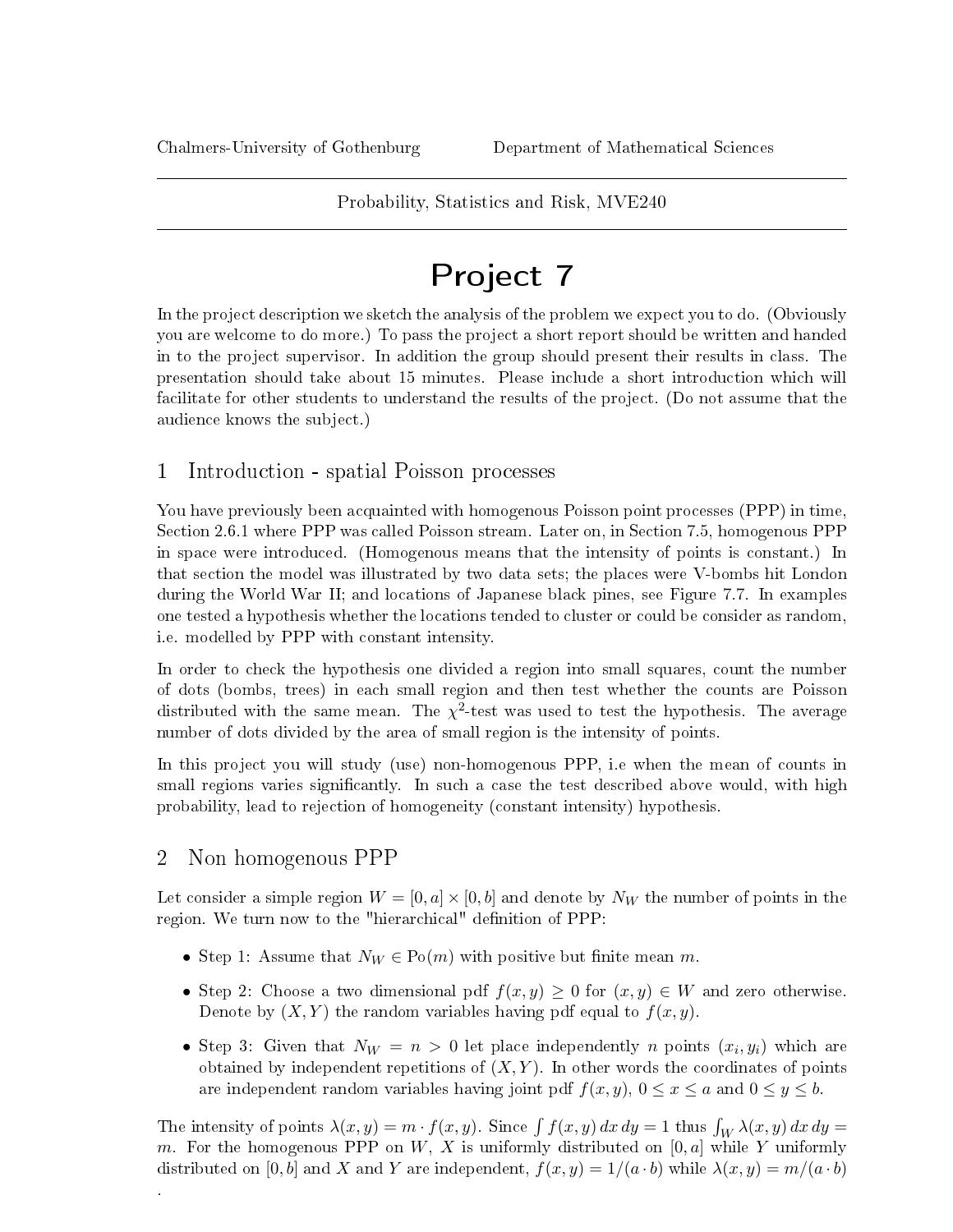Chalmers-University of Gothenburg Department of Mathematical Sciences

Probability, Statistics and Risk, MVE240

# Project 7

In the project description we sketch the analysis of the problem we expect you to do. (Obviously you are welcome to do more.) To pass the project a short report should be written and handed in to the project supervisor. In addition the group should present their results in class. The presentation should take about 15 minutes. Please include a short introduction which will facilitate for other students to understand the results of the project. (Do not assume that the audience knows the subject.)

## 1 Introduction - spatial Poisson processes

You have previously been acquainted with homogenous Poisson point processes (PPP) in time, Section 2.6.1 where PPP was called Poisson stream. Later on, in Section 7.5, homogenous PPP in space were introduced. (Homogenous means that the intensity of points is constant.) In that section the model was illustrated by two data sets; the places were V-bombs hit London during the World War II; and locations of Japanese black pines, see Figure 7.7. In examples one tested a hypothesis whether the locations tended to cluster or could be consider as random, i.e. modelled by PPP with constant intensity.

In order to check the hypothesis one divided a region into small squares, count the number of dots (bombs, trees) in each small region and then test whether the counts are Poisson distributed with the same mean. The $\chi^2$-test was used to test the hypothesis. The average number of dots divided by the area of small region is the intensity of points.

In this project you will study (use) non-homogenous PPP, i.e when the mean of counts in small regions varies significantly. In such a case the test described above would, with high probability, lead to rejection of homogeneity (constant intensity) hypothesis.

## 2 Non homogenous PPP

Let consider a simple region $W = [0, a] \times [0, b]$ and denote by $N_W$ the number of points in the region. We turn now to the "hierarchical" definition of PPP:

- Step 1: Assume that $N_W \in \text{Po}(m)$ with positive but finite mean $m$.
- Step 2: Choose a two dimensional pdf $f(x, y) \geq 0$ for $(x, y) \in W$ and zero otherwise. Denote by $(X, Y)$ the random variables having pdf equal to $f(x, y)$.
- Step 3: Given that $N_W = n > 0$ let place independently $n$ points $(x_i, y_i)$ which are obtained by independent repetitions of $(X, Y)$. In other words the coordinates of points are independent random variables having joint pdf $f(x, y)$, $0 \leq x \leq a$ and $0 \leq y \leq b$.

The intensity of points $\lambda(x, y) = m \cdot f(x, y)$. Since $\int f(x, y)\, dx\, dy = 1$ thus $\int_W \lambda(x, y)\, dx\, dy = m$. For the homogenous PPP on $W$, $X$ is uniformly distributed on $[0, a]$ while $Y$ uniformly distributed on $[0, b]$ and $X$ and $Y$ are independent, $f(x, y) = 1/(a \cdot b)$ while $\lambda(x, y) = m/(a \cdot b)$ .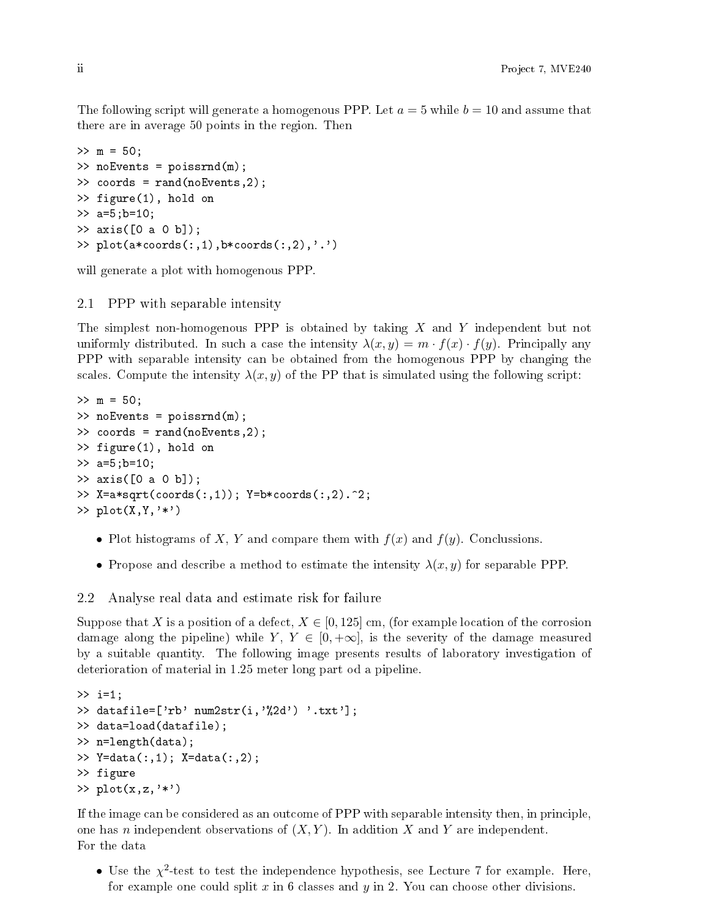The following script will generate a homogenous PPP. Let $a = 5$ while $b = 10$ and assume that there are in average 50 points in the region. Then

```
>> m = 50;
>> noEvents = poissrnd(m);
>> coords = rand(noEvents,2);
>> figure(1), hold on
>> a=5;b=10;
>> axis([0 a 0 b]);
>> plot(a*coords(:,1),b*coords(:,2),'.')
```

will generate a plot with homogenous PPP.

## 2.1 PPP with separable intensity

The simplest non-homogenous PPP is obtained by taking $X$ and $Y$ independent but not uniformly distributed. In such a case the intensity $\lambda(x, y) = m \cdot f(x) \cdot f(y)$. Principally any PPP with separable intensity can be obtained from the homogenous PPP by changing the scales. Compute the intensity $\lambda(x, y)$ of the PP that is simulated using the following script:

```
>> m = 50;
>> noEvents = poissrnd(m);
>> coords = rand(noEvents,2);
>> figure(1), hold on
>> a=5;b=10;
>> axis([0 a 0 b]);
>> X=a*sqrt(coords(:,1)); Y=b*coords(:,2).^2;
>> plot(X,Y,'*')
```

- Plot histograms of $X$, $Y$ and compare them with $f(x)$ and $f(y)$. Conclussions.
- Propose and describe a method to estimate the intensity $\lambda(x, y)$ for separable PPP.

## 2.2 Analyse real data and estimate risk for failure

Suppose that $X$ is a position of a defect, $X \in [0, 125]$ cm, (for example location of the corrosion damage along the pipeline) while $Y$, $Y \in [0, +\infty]$, is the severity of the damage measured by a suitable quantity. The following image presents results of laboratory investigation of deterioration of material in 1.25 meter long part od a pipeline.

```
>> i=1;
>> datafile=['rb' num2str(i,'%2d') '.txt'];
>> data=load(datafile);
>> n=length(data);
>> Y=data(:,1); X=data(:,2);
>> figure
>> plot(x,z,'*')
```

If the image can be considered as an outcome of PPP with separable intensity then, in principle, one has $n$ independent observations of $(X, Y)$. In addition $X$ and $Y$ are independent.
For the data

- Use the $\chi^2$-test to test the independence hypothesis, see Lecture 7 for example. Here, for example one could split $x$ in 6 classes and $y$ in 2. You can choose other divisions.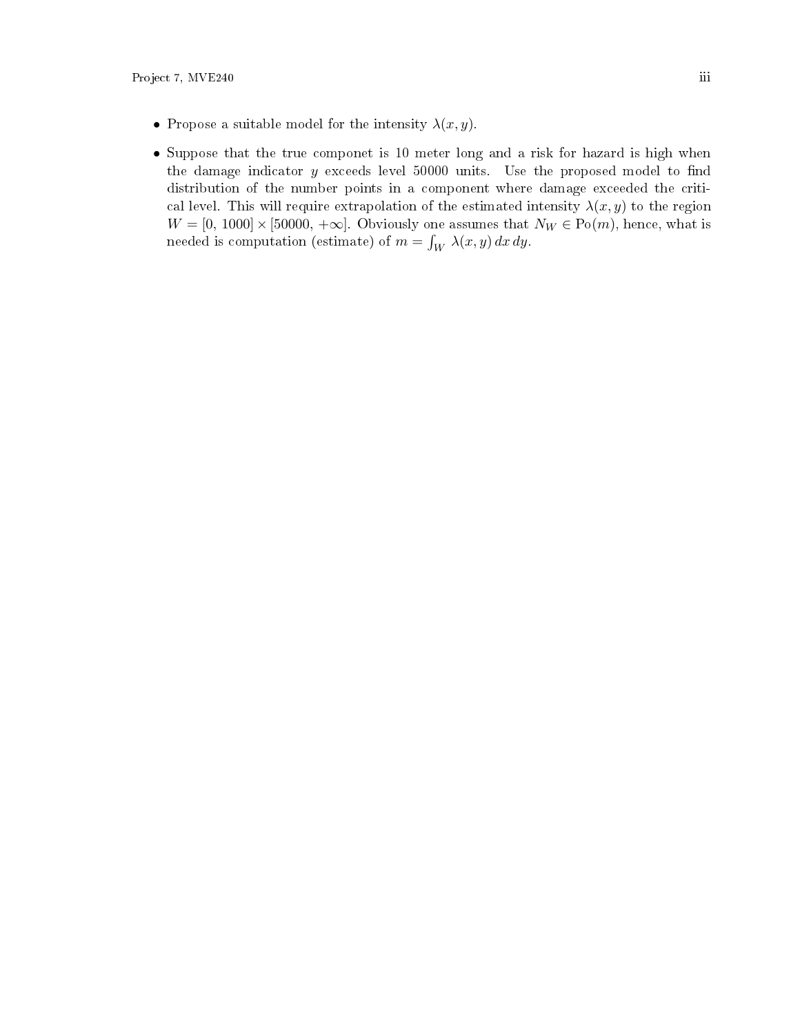- Propose a suitable model for the intensity $\lambda(x, y)$.
- Suppose that the true componet is 10 meter long and a risk for hazard is high when the damage indicator $y$ exceeds level 50000 units. Use the proposed model to find distribution of the number points in a component where damage exceeded the critical level. This will require extrapolation of the estimated intensity $\lambda(x, y)$ to the region $W = [0,\, 1000] \times [50000,\, +\infty]$. Obviously one assumes that $N_W \in \mathrm{Po}(m)$, hence, what is needed is computation (estimate) of $m = \int_W \lambda(x, y)\, dx\, dy$.